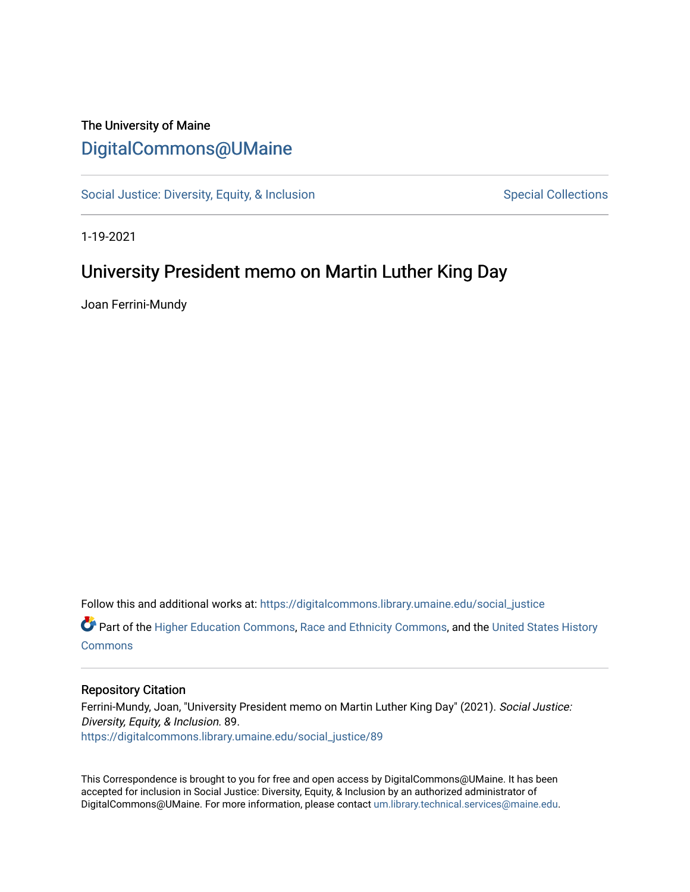The University of Maine

# DigitalCommons@UMaine

Social Justice: Diversity, Equity, & Inclusion

Special Collections

1-19-2021

## University President memo on Martin Luther King Day

Joan Ferrini-Mundy

Follow this and additional works at: https://digitalcommons.library.umaine.edu/social_justice

Part of the Higher Education Commons, Race and Ethnicity Commons, and the United States History Commons

### Repository Citation

Ferrini-Mundy, Joan, "University President memo on Martin Luther King Day" (2021). *Social Justice: Diversity, Equity, & Inclusion*. 89.
https://digitalcommons.library.umaine.edu/social_justice/89

This Correspondence is brought to you for free and open access by DigitalCommons@UMaine. It has been accepted for inclusion in Social Justice: Diversity, Equity, & Inclusion by an authorized administrator of DigitalCommons@UMaine. For more information, please contact um.library.technical.services@maine.edu.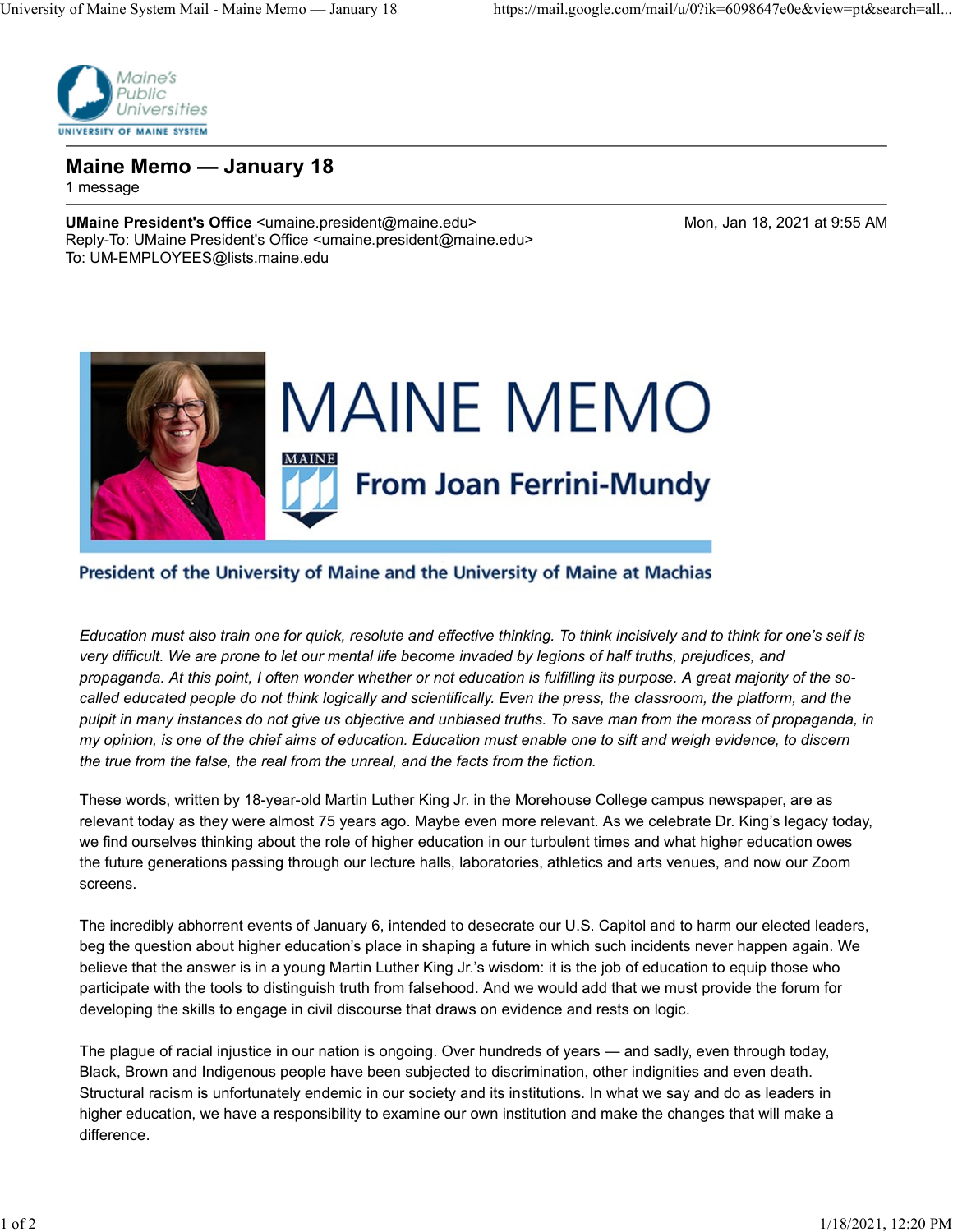Maine's Public Universities
UNIVERSITY OF MAINE SYSTEM

# Maine Memo — January 18

1 message

**UMaine President's Office** <umaine.president@maine.edu> Mon, Jan 18, 2021 at 9:55 AM
Reply-To: UMaine President's Office <umaine.president@maine.edu>
To: UM-EMPLOYEES@lists.maine.edu

MAINE MEMO

From Joan Ferrini-Mundy

President of the University of Maine and the University of Maine at Machias

*Education must also train one for quick, resolute and effective thinking. To think incisively and to think for one's self is very difficult. We are prone to let our mental life become invaded by legions of half truths, prejudices, and propaganda. At this point, I often wonder whether or not education is fulfilling its purpose. A great majority of the so-called educated people do not think logically and scientifically. Even the press, the classroom, the platform, and the pulpit in many instances do not give us objective and unbiased truths. To save man from the morass of propaganda, in my opinion, is one of the chief aims of education. Education must enable one to sift and weigh evidence, to discern the true from the false, the real from the unreal, and the facts from the fiction.*

These words, written by 18-year-old Martin Luther King Jr. in the Morehouse College campus newspaper, are as relevant today as they were almost 75 years ago. Maybe even more relevant. As we celebrate Dr. King's legacy today, we find ourselves thinking about the role of higher education in our turbulent times and what higher education owes the future generations passing through our lecture halls, laboratories, athletics and arts venues, and now our Zoom screens.

The incredibly abhorrent events of January 6, intended to desecrate our U.S. Capitol and to harm our elected leaders, beg the question about higher education's place in shaping a future in which such incidents never happen again. We believe that the answer is in a young Martin Luther King Jr.'s wisdom: it is the job of education to equip those who participate with the tools to distinguish truth from falsehood. And we would add that we must provide the forum for developing the skills to engage in civil discourse that draws on evidence and rests on logic.

The plague of racial injustice in our nation is ongoing. Over hundreds of years — and sadly, even through today, Black, Brown and Indigenous people have been subjected to discrimination, other indignities and even death. Structural racism is unfortunately endemic in our society and its institutions. In what we say and do as leaders in higher education, we have a responsibility to examine our own institution and make the changes that will make a difference.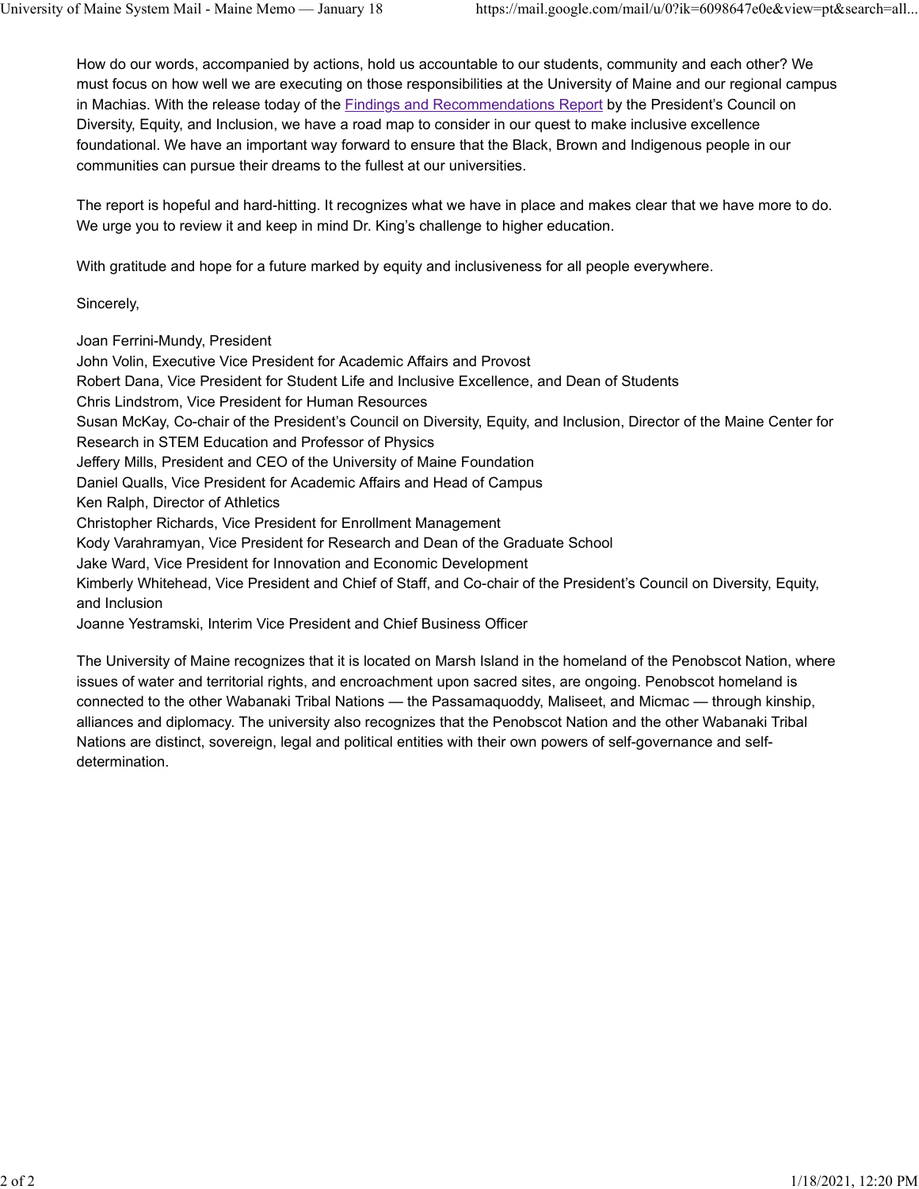How do our words, accompanied by actions, hold us accountable to our students, community and each other? We must focus on how well we are executing on those responsibilities at the University of Maine and our regional campus in Machias. With the release today of the Findings and Recommendations Report by the President's Council on Diversity, Equity, and Inclusion, we have a road map to consider in our quest to make inclusive excellence foundational. We have an important way forward to ensure that the Black, Brown and Indigenous people in our communities can pursue their dreams to the fullest at our universities.

The report is hopeful and hard-hitting. It recognizes what we have in place and makes clear that we have more to do. We urge you to review it and keep in mind Dr. King's challenge to higher education.

With gratitude and hope for a future marked by equity and inclusiveness for all people everywhere.

Sincerely,

Joan Ferrini-Mundy, President
John Volin, Executive Vice President for Academic Affairs and Provost
Robert Dana, Vice President for Student Life and Inclusive Excellence, and Dean of Students
Chris Lindstrom, Vice President for Human Resources
Susan McKay, Co-chair of the President's Council on Diversity, Equity, and Inclusion, Director of the Maine Center for Research in STEM Education and Professor of Physics
Jeffery Mills, President and CEO of the University of Maine Foundation
Daniel Qualls, Vice President for Academic Affairs and Head of Campus
Ken Ralph, Director of Athletics
Christopher Richards, Vice President for Enrollment Management
Kody Varahramyan, Vice President for Research and Dean of the Graduate School
Jake Ward, Vice President for Innovation and Economic Development
Kimberly Whitehead, Vice President and Chief of Staff, and Co-chair of the President's Council on Diversity, Equity, and Inclusion
Joanne Yestramski, Interim Vice President and Chief Business Officer

The University of Maine recognizes that it is located on Marsh Island in the homeland of the Penobscot Nation, where issues of water and territorial rights, and encroachment upon sacred sites, are ongoing. Penobscot homeland is connected to the other Wabanaki Tribal Nations — the Passamaquoddy, Maliseet, and Micmac — through kinship, alliances and diplomacy. The university also recognizes that the Penobscot Nation and the other Wabanaki Tribal Nations are distinct, sovereign, legal and political entities with their own powers of self-governance and self-determination.